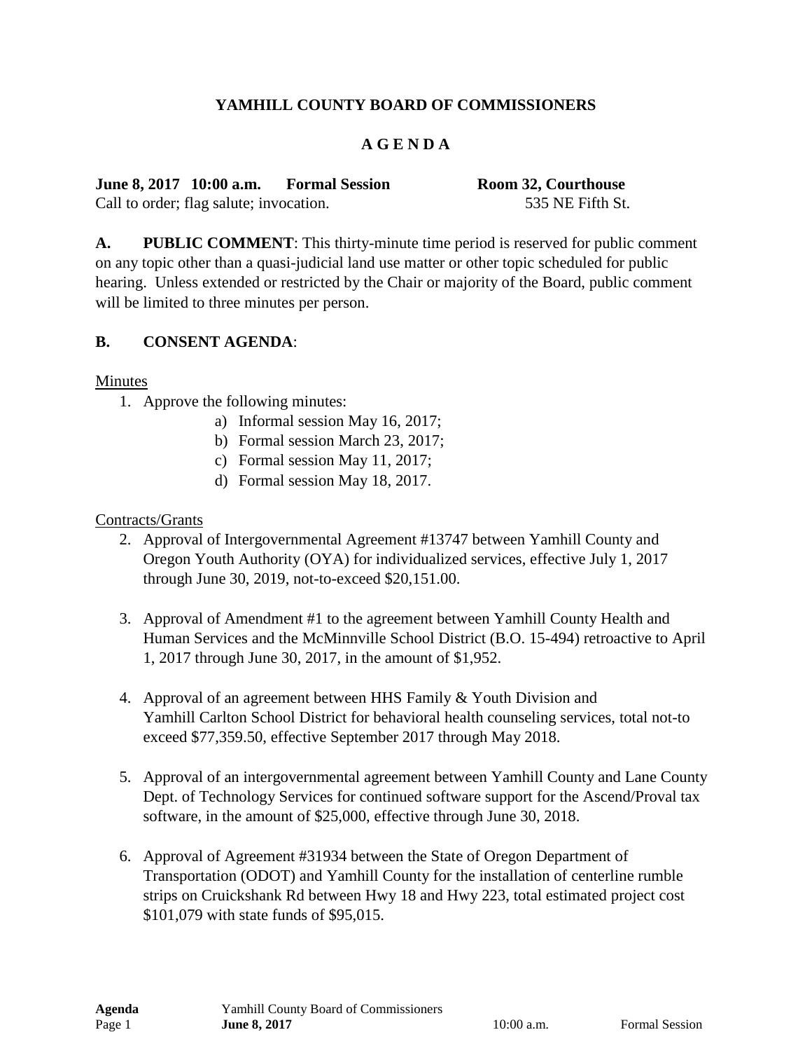# YAMHILL COUNTY BOARD OF COMMISSIONERS

## A G E N D A

**June 8, 2017 10:00 a.m. Formal Session** **Room 32, Courthouse**

Call to order; flag salute; invocation. 535 NE Fifth St.

**A. PUBLIC COMMENT**: This thirty-minute time period is reserved for public comment on any topic other than a quasi-judicial land use matter or other topic scheduled for public hearing. Unless extended or restricted by the Chair or majority of the Board, public comment will be limited to three minutes per person.

**B. CONSENT AGENDA**:

Minutes

1. Approve the following minutes:
   a) Informal session May 16, 2017;
   b) Formal session March 23, 2017;
   c) Formal session May 11, 2017;
   d) Formal session May 18, 2017.

Contracts/Grants

2. Approval of Intergovernmental Agreement #13747 between Yamhill County and Oregon Youth Authority (OYA) for individualized services, effective July 1, 2017 through June 30, 2019, not-to-exceed $20,151.00.

3. Approval of Amendment #1 to the agreement between Yamhill County Health and Human Services and the McMinnville School District (B.O. 15-494) retroactive to April 1, 2017 through June 30, 2017, in the amount of $1,952.

4. Approval of an agreement between HHS Family & Youth Division and Yamhill Carlton School District for behavioral health counseling services, total not-to exceed $77,359.50, effective September 2017 through May 2018.

5. Approval of an intergovernmental agreement between Yamhill County and Lane County Dept. of Technology Services for continued software support for the Ascend/Proval tax software, in the amount of $25,000, effective through June 30, 2018.

6. Approval of Agreement #31934 between the State of Oregon Department of Transportation (ODOT) and Yamhill County for the installation of centerline rumble strips on Cruickshank Rd between Hwy 18 and Hwy 223, total estimated project cost $101,079 with state funds of $95,015.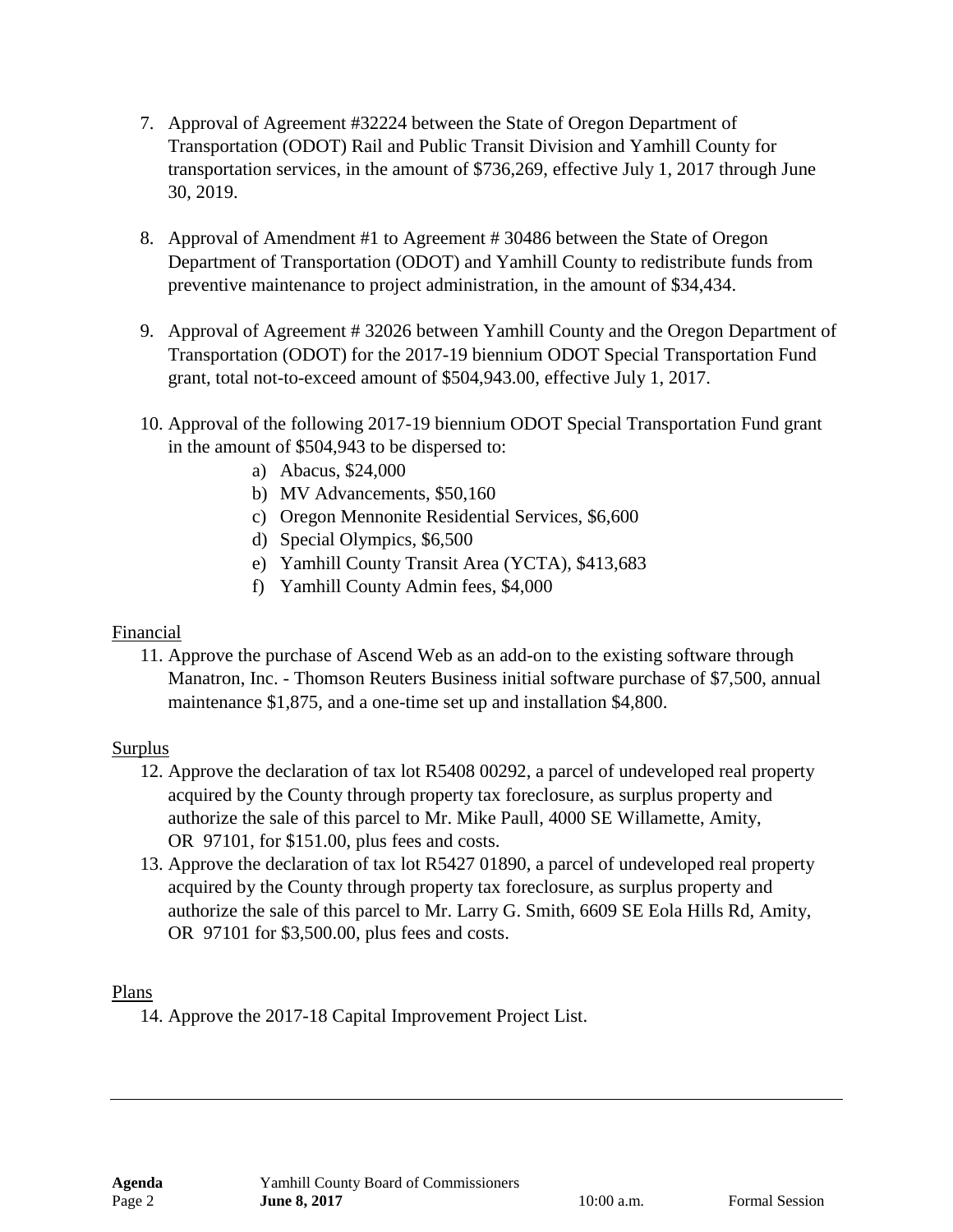7. Approval of Agreement #32224 between the State of Oregon Department of Transportation (ODOT) Rail and Public Transit Division and Yamhill County for transportation services, in the amount of $736,269, effective July 1, 2017 through June 30, 2019.

8. Approval of Amendment #1 to Agreement # 30486 between the State of Oregon Department of Transportation (ODOT) and Yamhill County to redistribute funds from preventive maintenance to project administration, in the amount of $34,434.

9. Approval of Agreement # 32026 between Yamhill County and the Oregon Department of Transportation (ODOT) for the 2017-19 biennium ODOT Special Transportation Fund grant, total not-to-exceed amount of $504,943.00, effective July 1, 2017.

10. Approval of the following 2017-19 biennium ODOT Special Transportation Fund grant in the amount of $504,943 to be dispersed to:
    a) Abacus, $24,000
    b) MV Advancements, $50,160
    c) Oregon Mennonite Residential Services, $6,600
    d) Special Olympics, $6,500
    e) Yamhill County Transit Area (YCTA), $413,683
    f) Yamhill County Admin fees, $4,000

Financial

11. Approve the purchase of Ascend Web as an add-on to the existing software through Manatron, Inc. - Thomson Reuters Business initial software purchase of $7,500, annual maintenance $1,875, and a one-time set up and installation $4,800.

Surplus

12. Approve the declaration of tax lot R5408 00292, a parcel of undeveloped real property acquired by the County through property tax foreclosure, as surplus property and authorize the sale of this parcel to Mr. Mike Paull, 4000 SE Willamette, Amity, OR 97101, for $151.00, plus fees and costs.
13. Approve the declaration of tax lot R5427 01890, a parcel of undeveloped real property acquired by the County through property tax foreclosure, as surplus property and authorize the sale of this parcel to Mr. Larry G. Smith, 6609 SE Eola Hills Rd, Amity, OR 97101 for $3,500.00, plus fees and costs.

Plans

14. Approve the 2017-18 Capital Improvement Project List.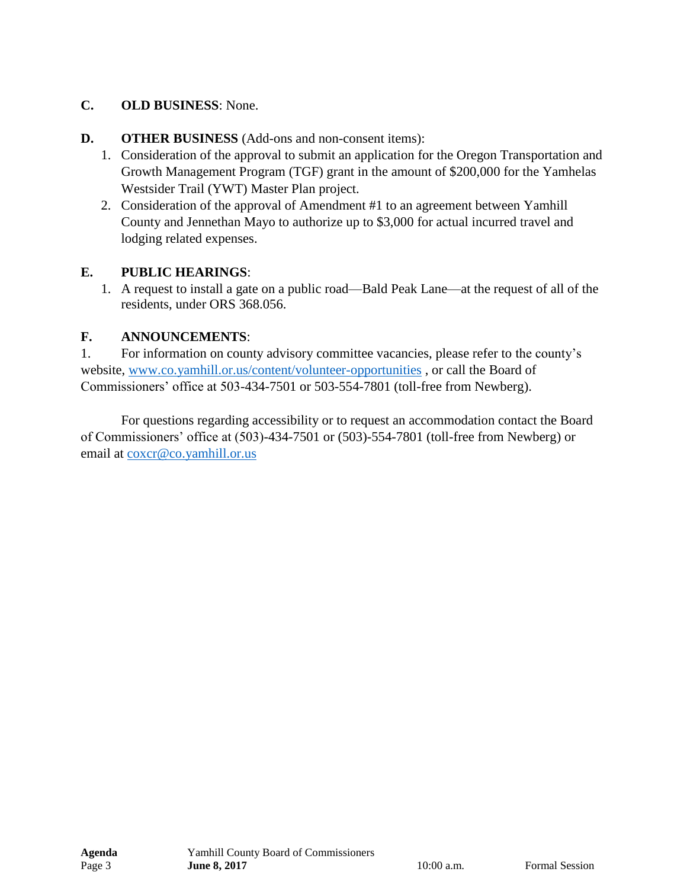**C. OLD BUSINESS**: None.

**D. OTHER BUSINESS** (Add-ons and non-consent items):

1. Consideration of the approval to submit an application for the Oregon Transportation and Growth Management Program (TGF) grant in the amount of $200,000 for the Yamhelas Westsider Trail (YWT) Master Plan project.
2. Consideration of the approval of Amendment #1 to an agreement between Yamhill County and Jennethan Mayo to authorize up to $3,000 for actual incurred travel and lodging related expenses.

**E. PUBLIC HEARINGS**:

1. A request to install a gate on a public road—Bald Peak Lane—at the request of all of the residents, under ORS 368.056.

**F. ANNOUNCEMENTS**:

1. For information on county advisory committee vacancies, please refer to the county's website, www.co.yamhill.or.us/content/volunteer-opportunities , or call the Board of Commissioners' office at 503-434-7501 or 503-554-7801 (toll-free from Newberg).

For questions regarding accessibility or to request an accommodation contact the Board of Commissioners' office at (503)-434-7501 or (503)-554-7801 (toll-free from Newberg) or email at coxcr@co.yamhill.or.us